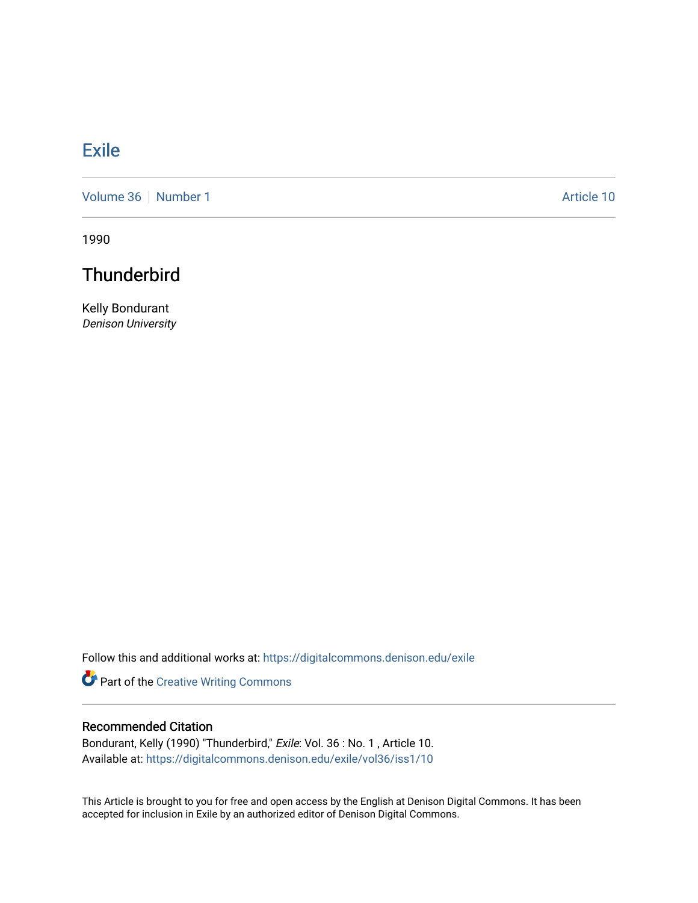# Exile

Volume 36 | Number 1 — Article 10

1990

## Thunderbird

Kelly Bondurant
*Denison University*

Follow this and additional works at: https://digitalcommons.denison.edu/exile

Part of the Creative Writing Commons

### Recommended Citation

Bondurant, Kelly (1990) "Thunderbird," *Exile*: Vol. 36 : No. 1 , Article 10.
Available at: https://digitalcommons.denison.edu/exile/vol36/iss1/10

This Article is brought to you for free and open access by the English at Denison Digital Commons. It has been accepted for inclusion in Exile by an authorized editor of Denison Digital Commons.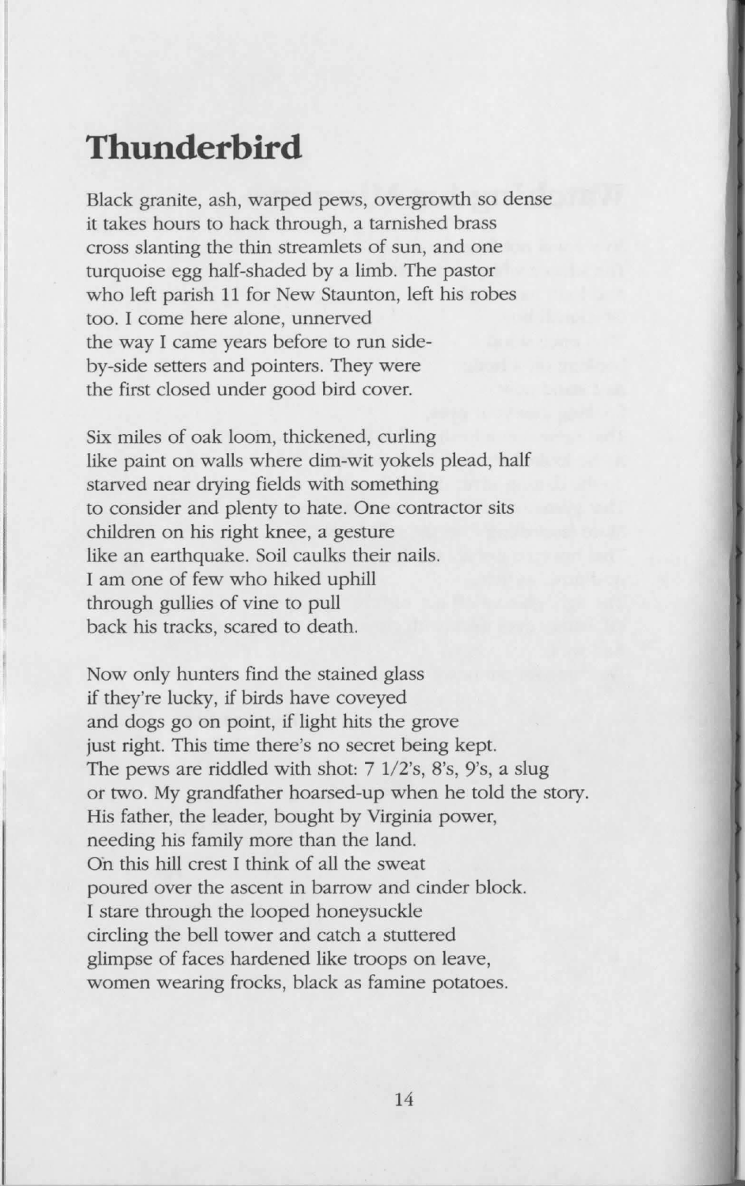# Thunderbird

Black granite, ash, warped pews, overgrowth so dense
it takes hours to hack through, a tarnished brass
cross slanting the thin streamlets of sun, and one
turquoise egg half-shaded by a limb. The pastor
who left parish 11 for New Staunton, left his robes
too. I come here alone, unnerved
the way I came years before to run side-
by-side setters and pointers. They were
the first closed under good bird cover.

Six miles of oak loom, thickened, curling
like paint on walls where dim-wit yokels plead, half
starved near drying fields with something
to consider and plenty to hate. One contractor sits
children on his right knee, a gesture
like an earthquake. Soil caulks their nails.
I am one of few who hiked uphill
through gullies of vine to pull
back his tracks, scared to death.

Now only hunters find the stained glass
if they're lucky, if birds have coveyed
and dogs go on point, if light hits the grove
just right. This time there's no secret being kept.
The pews are riddled with shot: 7 1/2's, 8's, 9's, a slug
or two. My grandfather hoarsed-up when he told the story.
His father, the leader, bought by Virginia power,
needing his family more than the land.
On this hill crest I think of all the sweat
poured over the ascent in barrow and cinder block.
I stare through the looped honeysuckle
circling the bell tower and catch a stuttered
glimpse of faces hardened like troops on leave,
women wearing frocks, black as famine potatoes.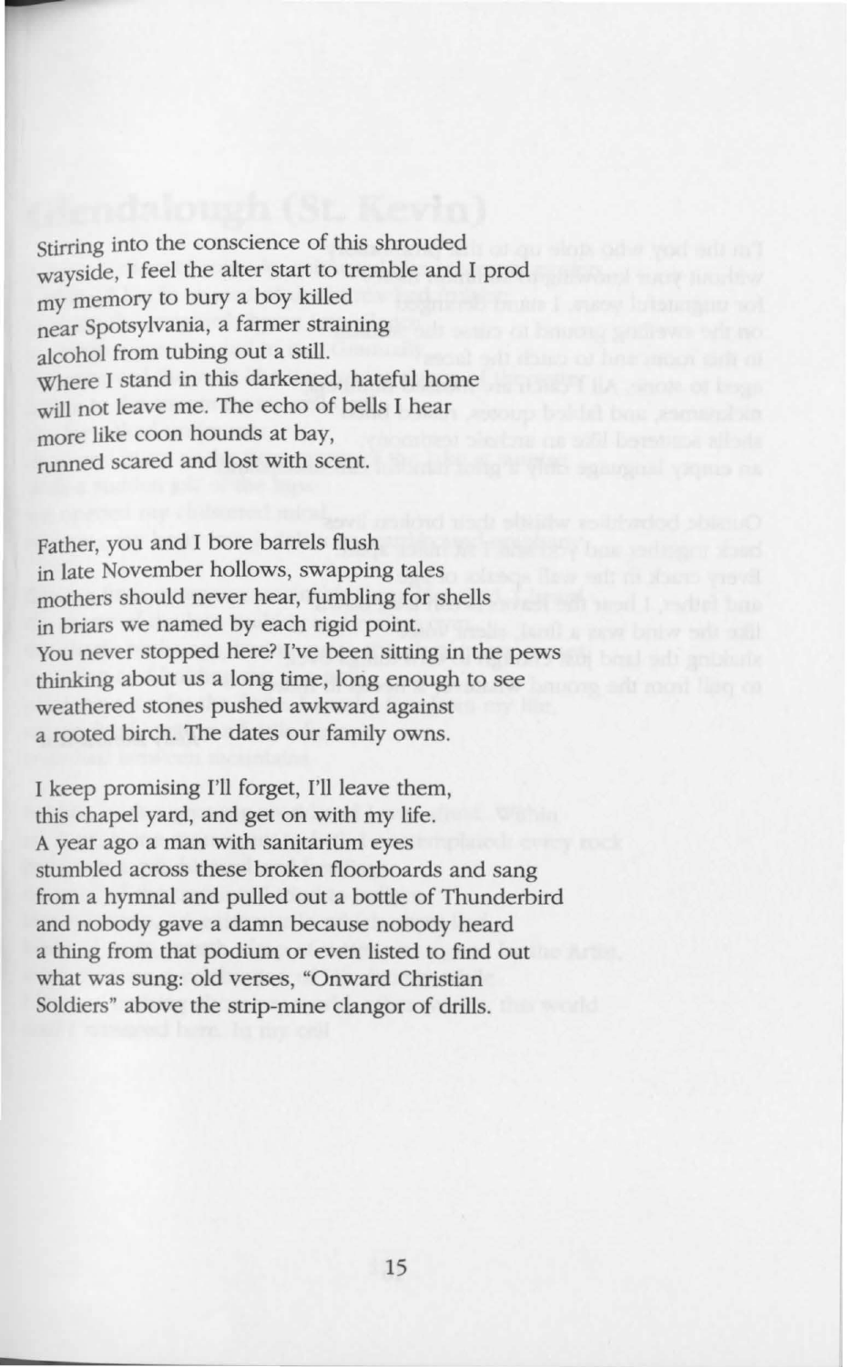Stirring into the conscience of this shrouded
wayside, I feel the alter start to tremble and I prod
my memory to bury a boy killed
near Spotsylvania, a farmer straining
alcohol from tubing out a still.
Where I stand in this darkened, hateful home
will not leave me. The echo of bells I hear
more like coon hounds at bay,
runned scared and lost with scent.

Father, you and I bore barrels flush
in late November hollows, swapping tales
mothers should never hear, fumbling for shells
in briars we named by each rigid point.
You never stopped here? I've been sitting in the pews
thinking about us a long time, long enough to see
weathered stones pushed awkward against
a rooted birch. The dates our family owns.

I keep promising I'll forget, I'll leave them,
this chapel yard, and get on with my life.
A year ago a man with sanitarium eyes
stumbled across these broken floorboards and sang
from a hymnal and pulled out a bottle of Thunderbird
and nobody gave a damn because nobody heard
a thing from that podium or even listed to find out
what was sung: old verses, "Onward Christian
Soldiers" above the strip-mine clangor of drills.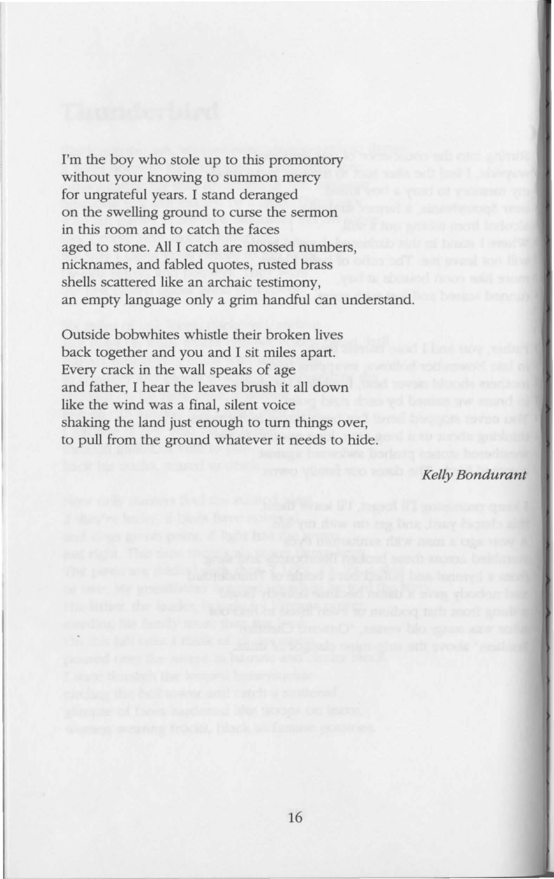I'm the boy who stole up to this promontory
without your knowing to summon mercy
for ungrateful years. I stand deranged
on the swelling ground to curse the sermon
in this room and to catch the faces
aged to stone. All I catch are mossed numbers,
nicknames, and fabled quotes, rusted brass
shells scattered like an archaic testimony,
an empty language only a grim handful can understand.

Outside bobwhites whistle their broken lives
back together and you and I sit miles apart.
Every crack in the wall speaks of age
and father, I hear the leaves brush it all down
like the wind was a final, silent voice
shaking the land just enough to turn things over,
to pull from the ground whatever it needs to hide.

*Kelly Bondurant*